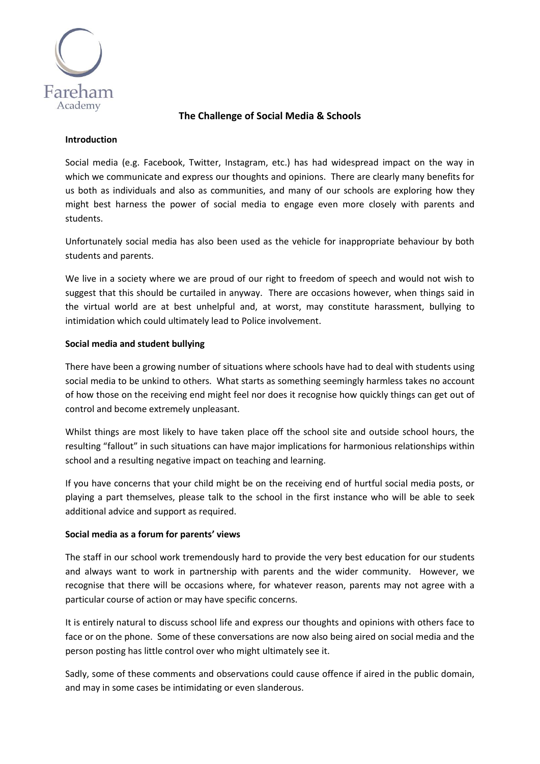Fareham Academy

# The Challenge of Social Media & Schools

**Introduction**

Social media (e.g. Facebook, Twitter, Instagram, etc.) has had widespread impact on the way in which we communicate and express our thoughts and opinions. There are clearly many benefits for us both as individuals and also as communities, and many of our schools are exploring how they might best harness the power of social media to engage even more closely with parents and students.

Unfortunately social media has also been used as the vehicle for inappropriate behaviour by both students and parents.

We live in a society where we are proud of our right to freedom of speech and would not wish to suggest that this should be curtailed in anyway. There are occasions however, when things said in the virtual world are at best unhelpful and, at worst, may constitute harassment, bullying to intimidation which could ultimately lead to Police involvement.

**Social media and student bullying**

There have been a growing number of situations where schools have had to deal with students using social media to be unkind to others. What starts as something seemingly harmless takes no account of how those on the receiving end might feel nor does it recognise how quickly things can get out of control and become extremely unpleasant.

Whilst things are most likely to have taken place off the school site and outside school hours, the resulting "fallout" in such situations can have major implications for harmonious relationships within school and a resulting negative impact on teaching and learning.

If you have concerns that your child might be on the receiving end of hurtful social media posts, or playing a part themselves, please talk to the school in the first instance who will be able to seek additional advice and support as required.

**Social media as a forum for parents' views**

The staff in our school work tremendously hard to provide the very best education for our students and always want to work in partnership with parents and the wider community. However, we recognise that there will be occasions where, for whatever reason, parents may not agree with a particular course of action or may have specific concerns.

It is entirely natural to discuss school life and express our thoughts and opinions with others face to face or on the phone. Some of these conversations are now also being aired on social media and the person posting has little control over who might ultimately see it.

Sadly, some of these comments and observations could cause offence if aired in the public domain, and may in some cases be intimidating or even slanderous.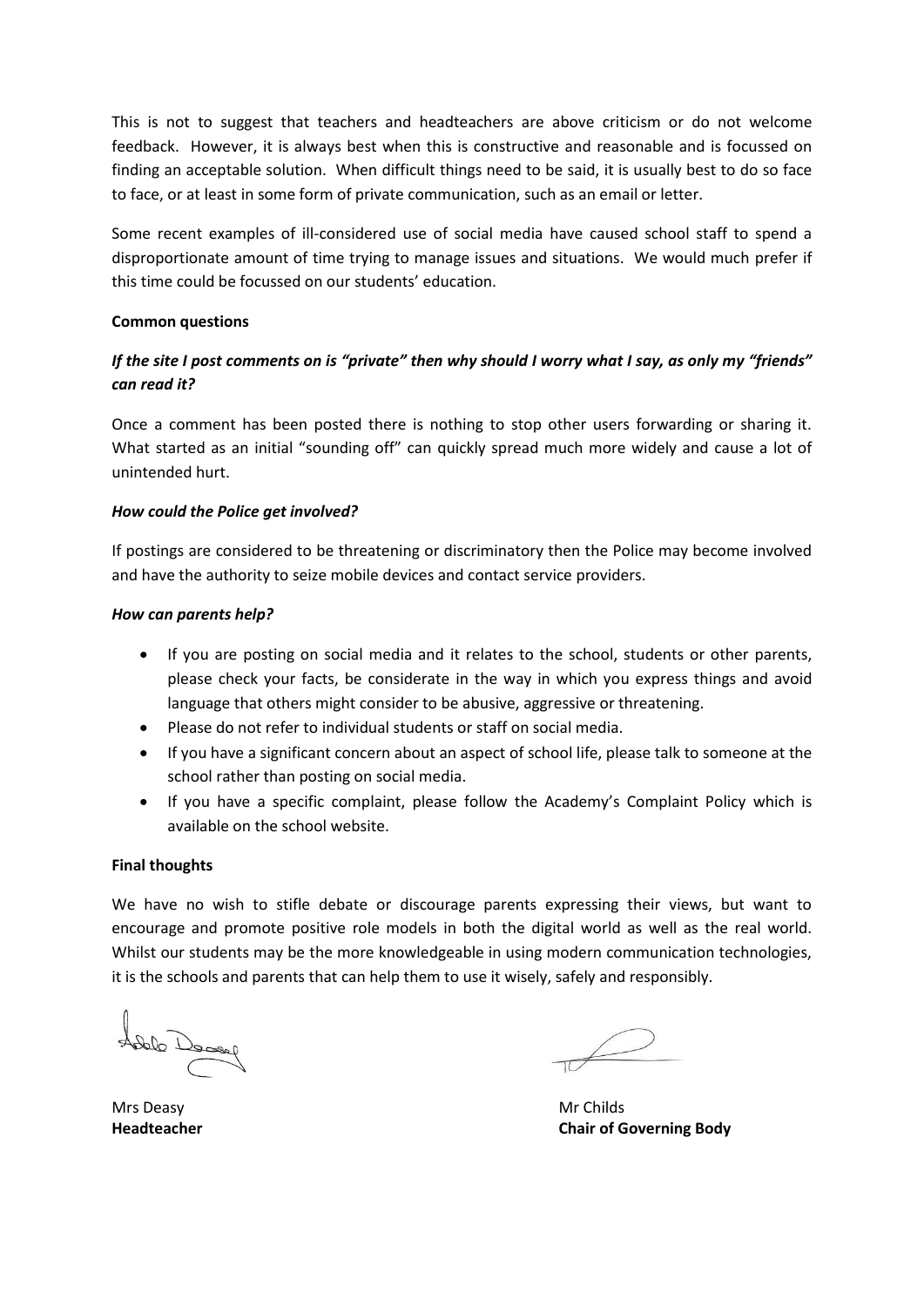This is not to suggest that teachers and headteachers are above criticism or do not welcome feedback. However, it is always best when this is constructive and reasonable and is focussed on finding an acceptable solution. When difficult things need to be said, it is usually best to do so face to face, or at least in some form of private communication, such as an email or letter.

Some recent examples of ill-considered use of social media have caused school staff to spend a disproportionate amount of time trying to manage issues and situations. We would much prefer if this time could be focussed on our students' education.

**Common questions**

***If the site I post comments on is "private" then why should I worry what I say, as only my "friends" can read it?***

Once a comment has been posted there is nothing to stop other users forwarding or sharing it. What started as an initial "sounding off" can quickly spread much more widely and cause a lot of unintended hurt.

***How could the Police get involved?***

If postings are considered to be threatening or discriminatory then the Police may become involved and have the authority to seize mobile devices and contact service providers.

***How can parents help?***

- If you are posting on social media and it relates to the school, students or other parents, please check your facts, be considerate in the way in which you express things and avoid language that others might consider to be abusive, aggressive or threatening.
- Please do not refer to individual students or staff on social media.
- If you have a significant concern about an aspect of school life, please talk to someone at the school rather than posting on social media.
- If you have a specific complaint, please follow the Academy's Complaint Policy which is available on the school website.

**Final thoughts**

We have no wish to stifle debate or discourage parents expressing their views, but want to encourage and promote positive role models in both the digital world as well as the real world. Whilst our students may be the more knowledgeable in using modern communication technologies, it is the schools and parents that can help them to use it wisely, safely and responsibly.

Mrs Deasy
**Headteacher**

Mr Childs
**Chair of Governing Body**